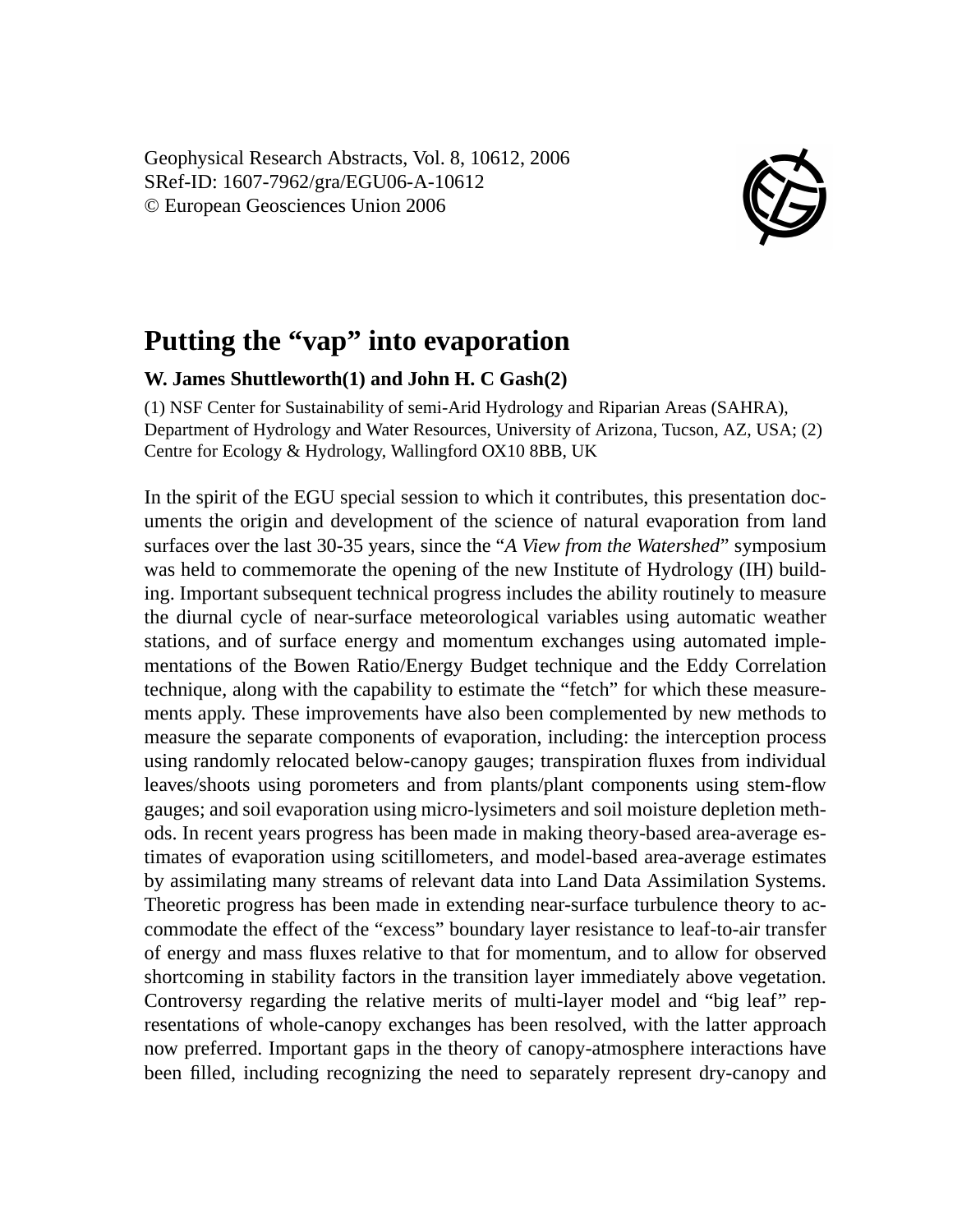Geophysical Research Abstracts, Vol. 8, 10612, 2006
SRef-ID: 1607-7962/gra/EGU06-A-10612
© European Geosciences Union 2006

# Putting the "vap" into evaporation

**W. James Shuttleworth(1) and John H. C Gash(2)**

(1) NSF Center for Sustainability of semi-Arid Hydrology and Riparian Areas (SAHRA), Department of Hydrology and Water Resources, University of Arizona, Tucson, AZ, USA; (2) Centre for Ecology & Hydrology, Wallingford OX10 8BB, UK

In the spirit of the EGU special session to which it contributes, this presentation documents the origin and development of the science of natural evaporation from land surfaces over the last 30-35 years, since the "*A View from the Watershed*" symposium was held to commemorate the opening of the new Institute of Hydrology (IH) building. Important subsequent technical progress includes the ability routinely to measure the diurnal cycle of near-surface meteorological variables using automatic weather stations, and of surface energy and momentum exchanges using automated implementations of the Bowen Ratio/Energy Budget technique and the Eddy Correlation technique, along with the capability to estimate the "fetch" for which these measurements apply. These improvements have also been complemented by new methods to measure the separate components of evaporation, including: the interception process using randomly relocated below-canopy gauges; transpiration fluxes from individual leaves/shoots using porometers and from plants/plant components using stem-flow gauges; and soil evaporation using micro-lysimeters and soil moisture depletion methods. In recent years progress has been made in making theory-based area-average estimates of evaporation using scitillometers, and model-based area-average estimates by assimilating many streams of relevant data into Land Data Assimilation Systems. Theoretic progress has been made in extending near-surface turbulence theory to accommodate the effect of the "excess" boundary layer resistance to leaf-to-air transfer of energy and mass fluxes relative to that for momentum, and to allow for observed shortcoming in stability factors in the transition layer immediately above vegetation. Controversy regarding the relative merits of multi-layer model and "big leaf" representations of whole-canopy exchanges has been resolved, with the latter approach now preferred. Important gaps in the theory of canopy-atmosphere interactions have been filled, including recognizing the need to separately represent dry-canopy and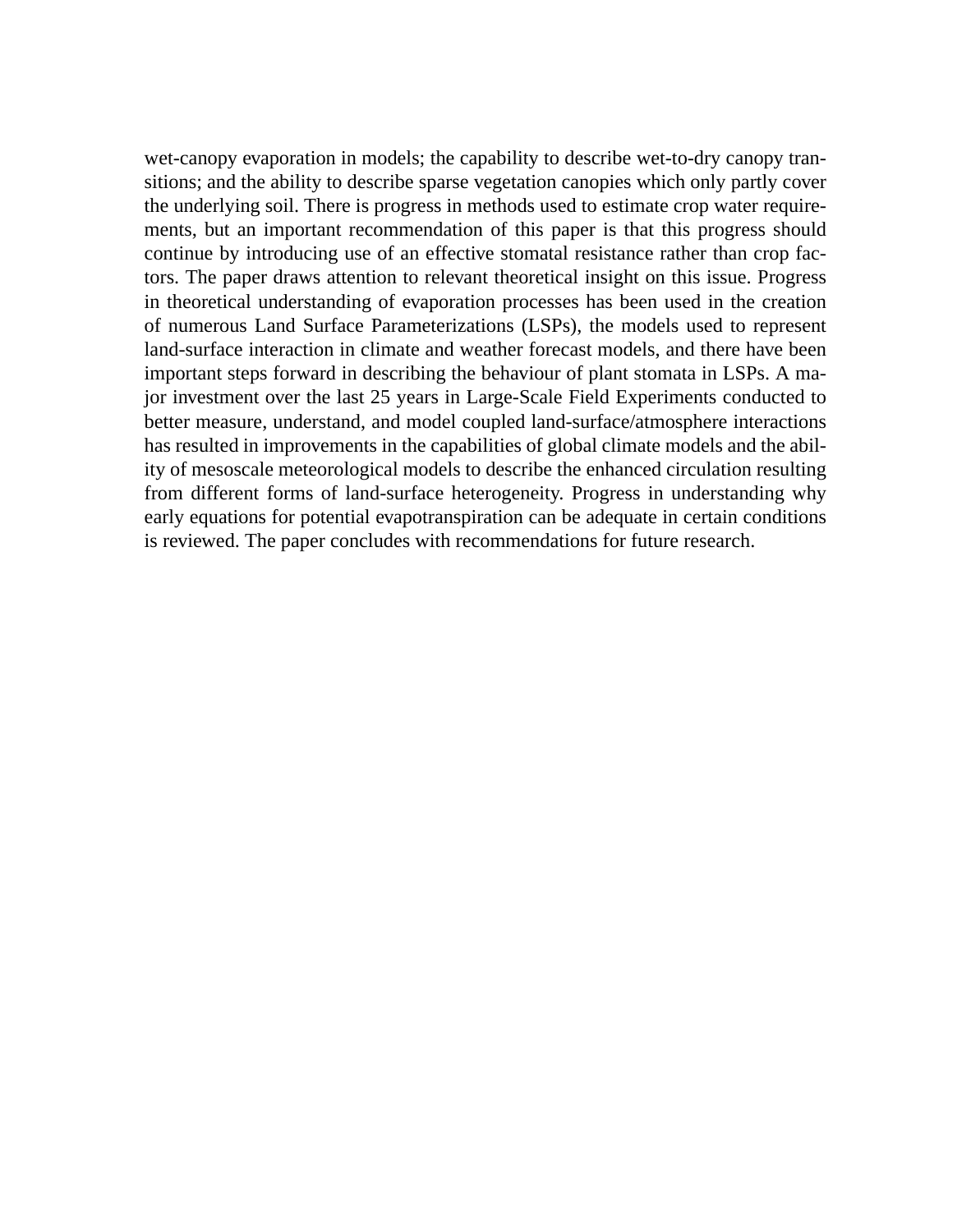wet-canopy evaporation in models; the capability to describe wet-to-dry canopy transitions; and the ability to describe sparse vegetation canopies which only partly cover the underlying soil. There is progress in methods used to estimate crop water requirements, but an important recommendation of this paper is that this progress should continue by introducing use of an effective stomatal resistance rather than crop factors. The paper draws attention to relevant theoretical insight on this issue. Progress in theoretical understanding of evaporation processes has been used in the creation of numerous Land Surface Parameterizations (LSPs), the models used to represent land-surface interaction in climate and weather forecast models, and there have been important steps forward in describing the behaviour of plant stomata in LSPs. A major investment over the last 25 years in Large-Scale Field Experiments conducted to better measure, understand, and model coupled land-surface/atmosphere interactions has resulted in improvements in the capabilities of global climate models and the ability of mesoscale meteorological models to describe the enhanced circulation resulting from different forms of land-surface heterogeneity. Progress in understanding why early equations for potential evapotranspiration can be adequate in certain conditions is reviewed. The paper concludes with recommendations for future research.